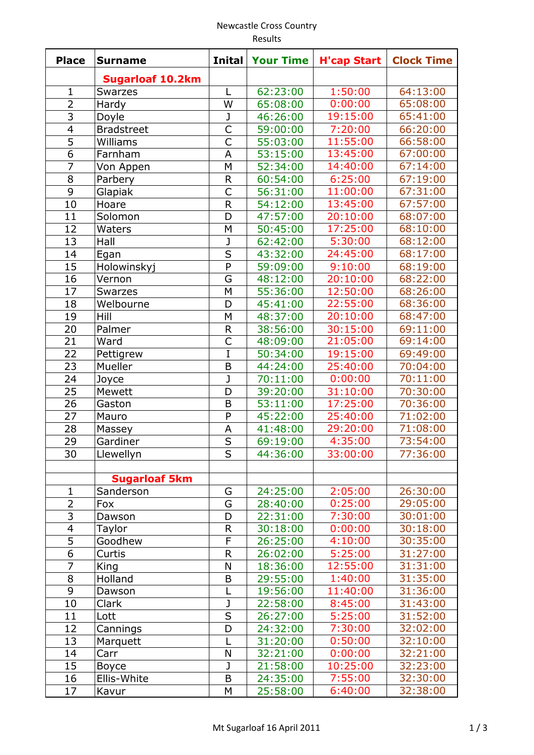Newcastle Cross Country

Results

| Place | Surname | Inital | Your Time | H'cap Start | Clock Time |
|---|---|---|---|---|---|
| | **Sugarloaf 10.2km** | | | | |
| 1 | Swarzes | L | 62:23:00 | 1:50:00 | 64:13:00 |
| 2 | Hardy | W | 65:08:00 | 0:00:00 | 65:08:00 |
| 3 | Doyle | J | 46:26:00 | 19:15:00 | 65:41:00 |
| 4 | Bradstreet | C | 59:00:00 | 7:20:00 | 66:20:00 |
| 5 | Williams | C | 55:03:00 | 11:55:00 | 66:58:00 |
| 6 | Farnham | A | 53:15:00 | 13:45:00 | 67:00:00 |
| 7 | Von Appen | M | 52:34:00 | 14:40:00 | 67:14:00 |
| 8 | Parbery | R | 60:54:00 | 6:25:00 | 67:19:00 |
| 9 | Glapiak | C | 56:31:00 | 11:00:00 | 67:31:00 |
| 10 | Hoare | R | 54:12:00 | 13:45:00 | 67:57:00 |
| 11 | Solomon | D | 47:57:00 | 20:10:00 | 68:07:00 |
| 12 | Waters | M | 50:45:00 | 17:25:00 | 68:10:00 |
| 13 | Hall | J | 62:42:00 | 5:30:00 | 68:12:00 |
| 14 | Egan | S | 43:32:00 | 24:45:00 | 68:17:00 |
| 15 | Holowinskyj | P | 59:09:00 | 9:10:00 | 68:19:00 |
| 16 | Vernon | G | 48:12:00 | 20:10:00 | 68:22:00 |
| 17 | Swarzes | M | 55:36:00 | 12:50:00 | 68:26:00 |
| 18 | Welbourne | D | 45:41:00 | 22:55:00 | 68:36:00 |
| 19 | Hill | M | 48:37:00 | 20:10:00 | 68:47:00 |
| 20 | Palmer | R | 38:56:00 | 30:15:00 | 69:11:00 |
| 21 | Ward | C | 48:09:00 | 21:05:00 | 69:14:00 |
| 22 | Pettigrew | I | 50:34:00 | 19:15:00 | 69:49:00 |
| 23 | Mueller | B | 44:24:00 | 25:40:00 | 70:04:00 |
| 24 | Joyce | J | 70:11:00 | 0:00:00 | 70:11:00 |
| 25 | Mewett | D | 39:20:00 | 31:10:00 | 70:30:00 |
| 26 | Gaston | B | 53:11:00 | 17:25:00 | 70:36:00 |
| 27 | Mauro | P | 45:22:00 | 25:40:00 | 71:02:00 |
| 28 | Massey | A | 41:48:00 | 29:20:00 | 71:08:00 |
| 29 | Gardiner | S | 69:19:00 | 4:35:00 | 73:54:00 |
| 30 | Llewellyn | S | 44:36:00 | 33:00:00 | 77:36:00 |
| | | | | | |
| | **Sugarloaf 5km** | | | | |
| 1 | Sanderson | G | 24:25:00 | 2:05:00 | 26:30:00 |
| 2 | Fox | G | 28:40:00 | 0:25:00 | 29:05:00 |
| 3 | Dawson | D | 22:31:00 | 7:30:00 | 30:01:00 |
| 4 | Taylor | R | 30:18:00 | 0:00:00 | 30:18:00 |
| 5 | Goodhew | F | 26:25:00 | 4:10:00 | 30:35:00 |
| 6 | Curtis | R | 26:02:00 | 5:25:00 | 31:27:00 |
| 7 | King | N | 18:36:00 | 12:55:00 | 31:31:00 |
| 8 | Holland | B | 29:55:00 | 1:40:00 | 31:35:00 |
| 9 | Dawson | L | 19:56:00 | 11:40:00 | 31:36:00 |
| 10 | Clark | J | 22:58:00 | 8:45:00 | 31:43:00 |
| 11 | Lott | S | 26:27:00 | 5:25:00 | 31:52:00 |
| 12 | Cannings | D | 24:32:00 | 7:30:00 | 32:02:00 |
| 13 | Marquett | L | 31:20:00 | 0:50:00 | 32:10:00 |
| 14 | Carr | N | 32:21:00 | 0:00:00 | 32:21:00 |
| 15 | Boyce | J | 21:58:00 | 10:25:00 | 32:23:00 |
| 16 | Ellis-White | B | 24:35:00 | 7:55:00 | 32:30:00 |
| 17 | Kavur | M | 25:58:00 | 6:40:00 | 32:38:00 |

Mt Sugarloaf 16 April 2011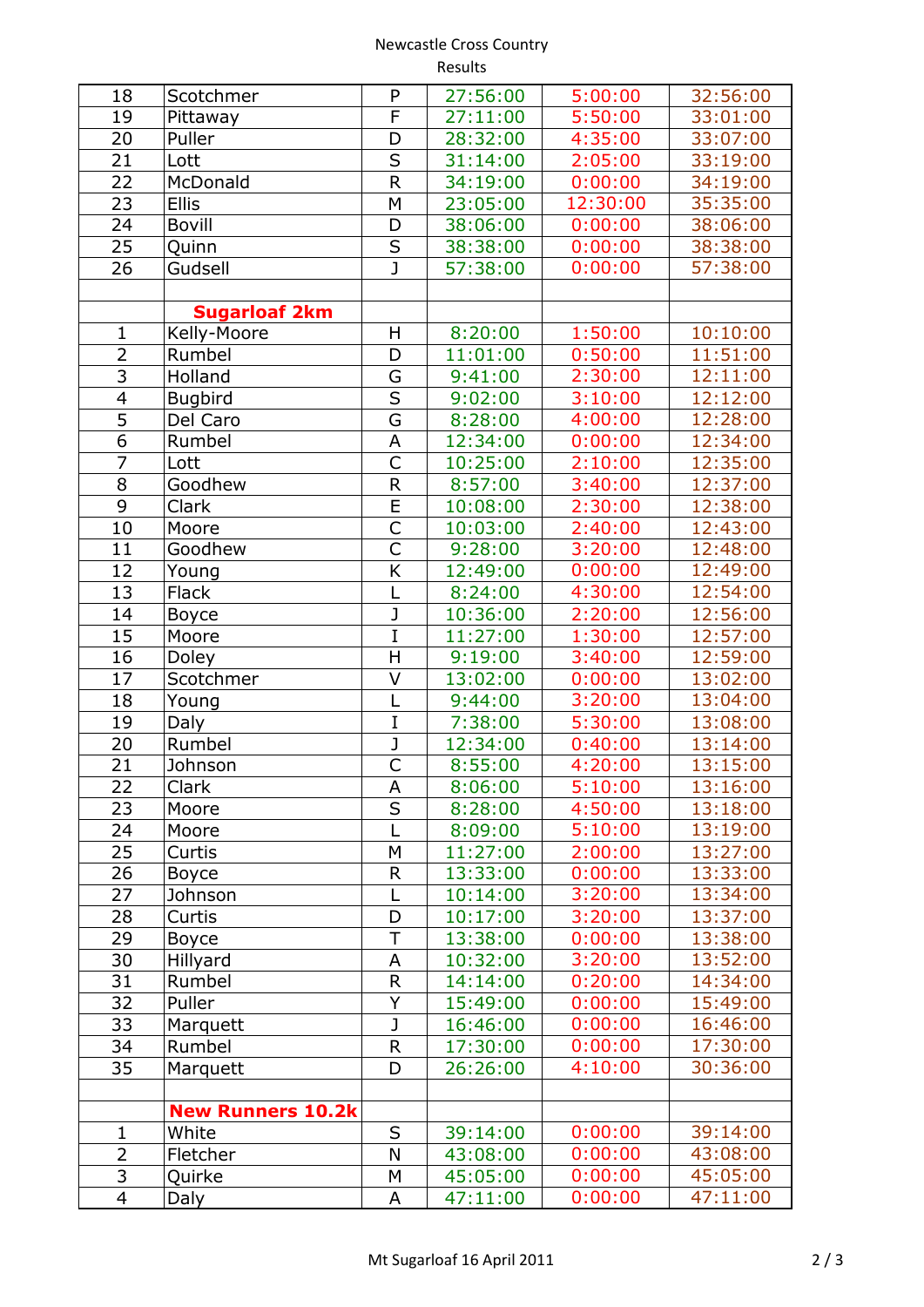Newcastle Cross Country

Results

| | | | | | |
|---|---|---|---|---|---|
| 18 | Scotchmer | P | 27:56:00 | 5:00:00 | 32:56:00 |
| 19 | Pittaway | F | 27:11:00 | 5:50:00 | 33:01:00 |
| 20 | Puller | D | 28:32:00 | 4:35:00 | 33:07:00 |
| 21 | Lott | S | 31:14:00 | 2:05:00 | 33:19:00 |
| 22 | McDonald | R | 34:19:00 | 0:00:00 | 34:19:00 |
| 23 | Ellis | M | 23:05:00 | 12:30:00 | 35:35:00 |
| 24 | Bovill | D | 38:06:00 | 0:00:00 | 38:06:00 |
| 25 | Quinn | S | 38:38:00 | 0:00:00 | 38:38:00 |
| 26 | Gudsell | J | 57:38:00 | 0:00:00 | 57:38:00 |
| | | | | | |
| | **Sugarloaf 2km** | | | | |
| 1 | Kelly-Moore | H | 8:20:00 | 1:50:00 | 10:10:00 |
| 2 | Rumbel | D | 11:01:00 | 0:50:00 | 11:51:00 |
| 3 | Holland | G | 9:41:00 | 2:30:00 | 12:11:00 |
| 4 | Bugbird | S | 9:02:00 | 3:10:00 | 12:12:00 |
| 5 | Del Caro | G | 8:28:00 | 4:00:00 | 12:28:00 |
| 6 | Rumbel | A | 12:34:00 | 0:00:00 | 12:34:00 |
| 7 | Lott | C | 10:25:00 | 2:10:00 | 12:35:00 |
| 8 | Goodhew | R | 8:57:00 | 3:40:00 | 12:37:00 |
| 9 | Clark | E | 10:08:00 | 2:30:00 | 12:38:00 |
| 10 | Moore | C | 10:03:00 | 2:40:00 | 12:43:00 |
| 11 | Goodhew | C | 9:28:00 | 3:20:00 | 12:48:00 |
| 12 | Young | K | 12:49:00 | 0:00:00 | 12:49:00 |
| 13 | Flack | L | 8:24:00 | 4:30:00 | 12:54:00 |
| 14 | Boyce | J | 10:36:00 | 2:20:00 | 12:56:00 |
| 15 | Moore | I | 11:27:00 | 1:30:00 | 12:57:00 |
| 16 | Doley | H | 9:19:00 | 3:40:00 | 12:59:00 |
| 17 | Scotchmer | V | 13:02:00 | 0:00:00 | 13:02:00 |
| 18 | Young | L | 9:44:00 | 3:20:00 | 13:04:00 |
| 19 | Daly | I | 7:38:00 | 5:30:00 | 13:08:00 |
| 20 | Rumbel | J | 12:34:00 | 0:40:00 | 13:14:00 |
| 21 | Johnson | C | 8:55:00 | 4:20:00 | 13:15:00 |
| 22 | Clark | A | 8:06:00 | 5:10:00 | 13:16:00 |
| 23 | Moore | S | 8:28:00 | 4:50:00 | 13:18:00 |
| 24 | Moore | L | 8:09:00 | 5:10:00 | 13:19:00 |
| 25 | Curtis | M | 11:27:00 | 2:00:00 | 13:27:00 |
| 26 | Boyce | R | 13:33:00 | 0:00:00 | 13:33:00 |
| 27 | Johnson | L | 10:14:00 | 3:20:00 | 13:34:00 |
| 28 | Curtis | D | 10:17:00 | 3:20:00 | 13:37:00 |
| 29 | Boyce | T | 13:38:00 | 0:00:00 | 13:38:00 |
| 30 | Hillyard | A | 10:32:00 | 3:20:00 | 13:52:00 |
| 31 | Rumbel | R | 14:14:00 | 0:20:00 | 14:34:00 |
| 32 | Puller | Y | 15:49:00 | 0:00:00 | 15:49:00 |
| 33 | Marquett | J | 16:46:00 | 0:00:00 | 16:46:00 |
| 34 | Rumbel | R | 17:30:00 | 0:00:00 | 17:30:00 |
| 35 | Marquett | D | 26:26:00 | 4:10:00 | 30:36:00 |
| | | | | | |
| | **New Runners 10.2k** | | | | |
| 1 | White | S | 39:14:00 | 0:00:00 | 39:14:00 |
| 2 | Fletcher | N | 43:08:00 | 0:00:00 | 43:08:00 |
| 3 | Quirke | M | 45:05:00 | 0:00:00 | 45:05:00 |
| 4 | Daly | A | 47:11:00 | 0:00:00 | 47:11:00 |

Mt Sugarloaf 16 April 2011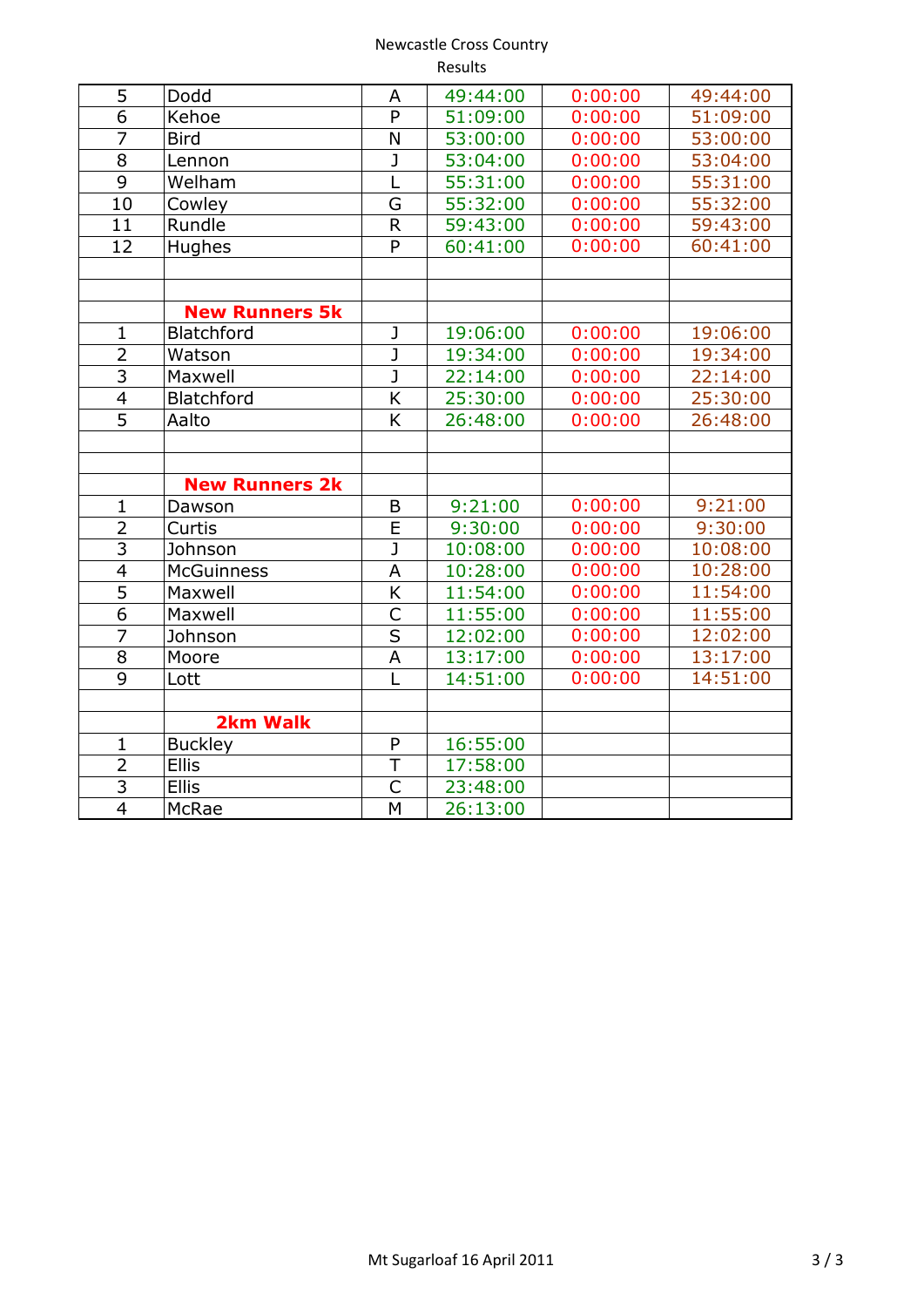Newcastle Cross Country

Results

| | | | | | |
|---|---|---|---|---|---|
| 5 | Dodd | A | 49:44:00 | 0:00:00 | 49:44:00 |
| 6 | Kehoe | P | 51:09:00 | 0:00:00 | 51:09:00 |
| 7 | Bird | N | 53:00:00 | 0:00:00 | 53:00:00 |
| 8 | Lennon | J | 53:04:00 | 0:00:00 | 53:04:00 |
| 9 | Welham | L | 55:31:00 | 0:00:00 | 55:31:00 |
| 10 | Cowley | G | 55:32:00 | 0:00:00 | 55:32:00 |
| 11 | Rundle | R | 59:43:00 | 0:00:00 | 59:43:00 |
| 12 | Hughes | P | 60:41:00 | 0:00:00 | 60:41:00 |
| | | | | | |
| | | | | | |
| | **New Runners 5k** | | | | |
| 1 | Blatchford | J | 19:06:00 | 0:00:00 | 19:06:00 |
| 2 | Watson | J | 19:34:00 | 0:00:00 | 19:34:00 |
| 3 | Maxwell | J | 22:14:00 | 0:00:00 | 22:14:00 |
| 4 | Blatchford | K | 25:30:00 | 0:00:00 | 25:30:00 |
| 5 | Aalto | K | 26:48:00 | 0:00:00 | 26:48:00 |
| | | | | | |
| | | | | | |
| | **New Runners 2k** | | | | |
| 1 | Dawson | B | 9:21:00 | 0:00:00 | 9:21:00 |
| 2 | Curtis | E | 9:30:00 | 0:00:00 | 9:30:00 |
| 3 | Johnson | J | 10:08:00 | 0:00:00 | 10:08:00 |
| 4 | McGuinness | A | 10:28:00 | 0:00:00 | 10:28:00 |
| 5 | Maxwell | K | 11:54:00 | 0:00:00 | 11:54:00 |
| 6 | Maxwell | C | 11:55:00 | 0:00:00 | 11:55:00 |
| 7 | Johnson | S | 12:02:00 | 0:00:00 | 12:02:00 |
| 8 | Moore | A | 13:17:00 | 0:00:00 | 13:17:00 |
| 9 | Lott | L | 14:51:00 | 0:00:00 | 14:51:00 |
| | | | | | |
| | **2km Walk** | | | | |
| 1 | Buckley | P | 16:55:00 | | |
| 2 | Ellis | T | 17:58:00 | | |
| 3 | Ellis | C | 23:48:00 | | |
| 4 | McRae | M | 26:13:00 | | |

Mt Sugarloaf 16 April 2011